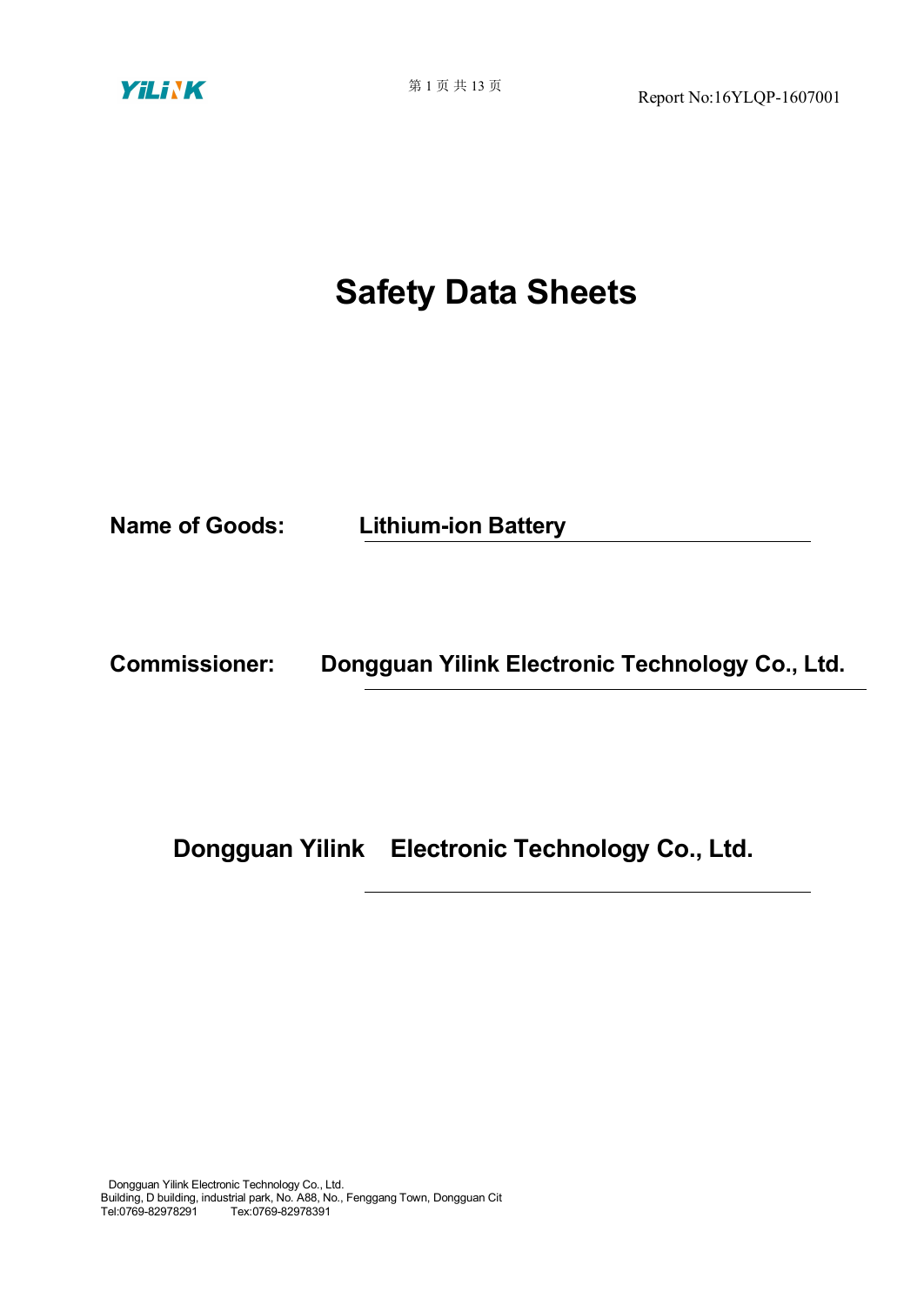Report No:16YLQP-1607001

# Safety Data Sheets

**Name of Goods:** **Lithium-ion Battery**

**Commissioner:** **Dongguan Yilink Electronic Technology Co., Ltd.**

**Dongguan Yilink Electronic Technology Co., Ltd.**

Dongguan Yilink Electronic Technology Co., Ltd.
Building, D building, industrial park, No. A88, No., Fenggang Town, Dongguan Cit
Tel:0769-82978291 Tex:0769-82978391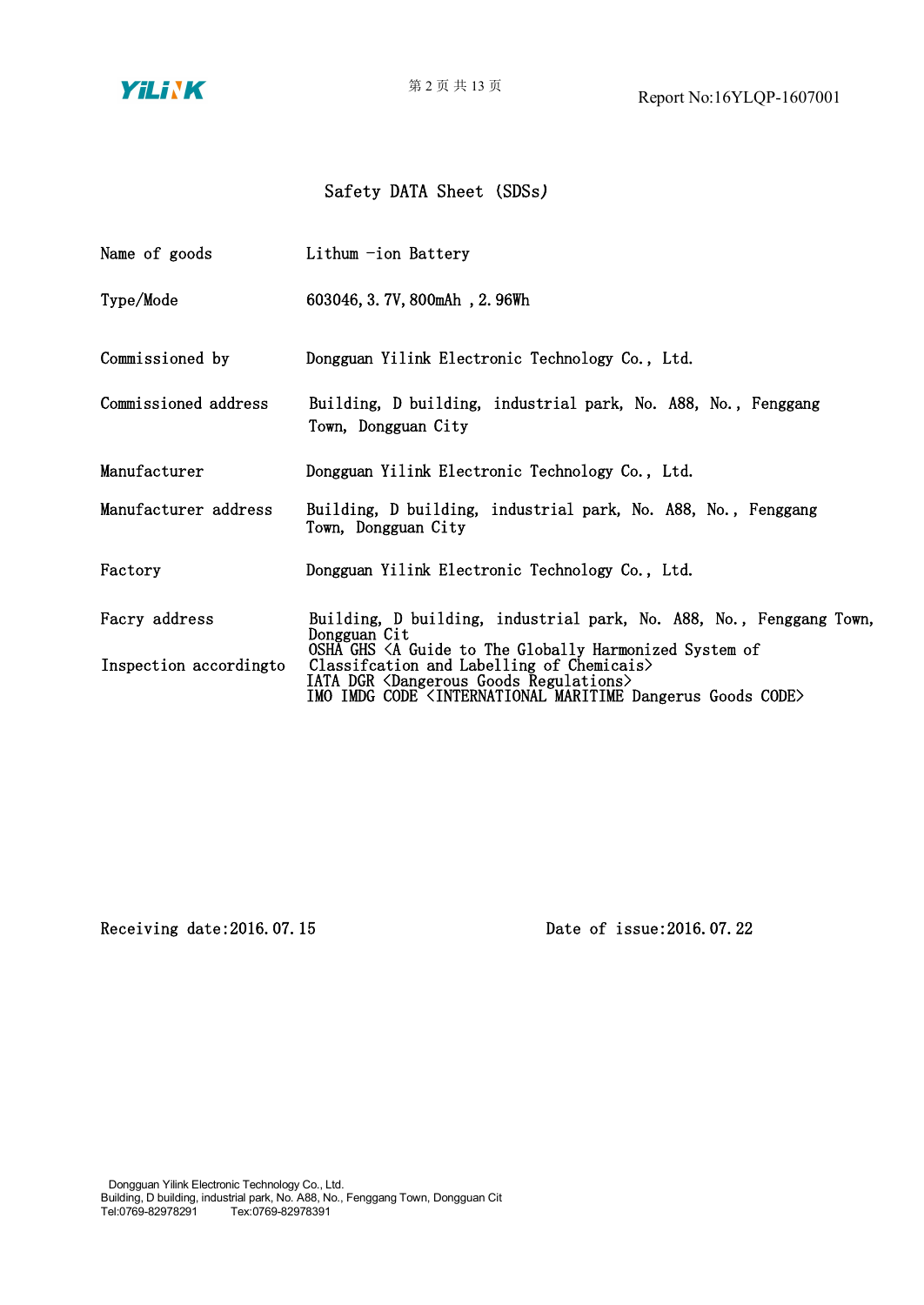# Safety DATA Sheet (SDSs)

| | |
|---|---|
| Name of goods | Lithum -ion Battery |
| Type/Mode | 603046, 3.7V, 800mAh , 2.96Wh |
| Commissioned by | Dongguan Yilink Electronic Technology Co., Ltd. |
| Commissioned address | Building, D building, industrial park, No. A88, No., Fenggang Town, Dongguan City |
| Manufacturer | Dongguan Yilink Electronic Technology Co., Ltd. |
| Manufacturer address | Building, D building, industrial park, No. A88, No., Fenggang Town, Dongguan City |
| Factory | Dongguan Yilink Electronic Technology Co., Ltd. |
| Facry address | Building, D building, industrial park, No. A88, No., Fenggang Town, Dongguan Cit |
| Inspection accordingto | OSHA GHS <A Guide to The Globally Harmonized System of Classifcation and Labelling of Chemicais><br>IATA DGR <Dangerous Goods Regulations><br>IMO IMDG CODE <INTERNATIONAL MARITIME Dangerus Goods CODE> |

Receiving date:2016.07.15

Date of issue:2016.07.22

Dongguan Yilink Electronic Technology Co., Ltd.
Building, D building, industrial park, No. A88, No., Fenggang Town, Dongguan Cit
Tel:0769-82978291 Tex:0769-82978391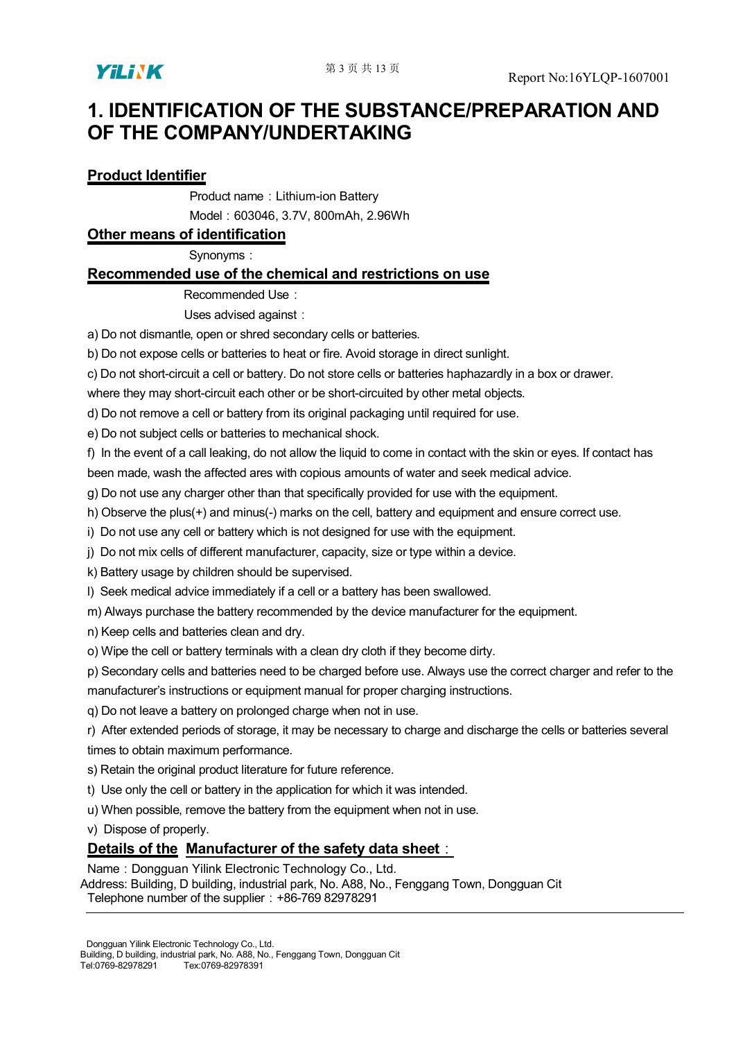# 1. IDENTIFICATION OF THE SUBSTANCE/PREPARATION AND OF THE COMPANY/UNDERTAKING

## Product Identifier

Product name：Lithium-ion Battery

Model：603046, 3.7V, 800mAh, 2.96Wh

## Other means of identification

Synonyms：

## Recommended use of the chemical and restrictions on use

Recommended Use：

Uses advised against：

a) Do not dismantle, open or shred secondary cells or batteries.

b) Do not expose cells or batteries to heat or fire. Avoid storage in direct sunlight.

c) Do not short-circuit a cell or battery. Do not store cells or batteries haphazardly in a box or drawer. where they may short-circuit each other or be short-circuited by other metal objects.

d) Do not remove a cell or battery from its original packaging until required for use.

e) Do not subject cells or batteries to mechanical shock.

f) In the event of a call leaking, do not allow the liquid to come in contact with the skin or eyes. If contact has been made, wash the affected ares with copious amounts of water and seek medical advice.

g) Do not use any charger other than that specifically provided for use with the equipment.

h) Observe the plus(+) and minus(-) marks on the cell, battery and equipment and ensure correct use.

i) Do not use any cell or battery which is not designed for use with the equipment.

j) Do not mix cells of different manufacturer, capacity, size or type within a device.

k) Battery usage by children should be supervised.

l) Seek medical advice immediately if a cell or a battery has been swallowed.

m) Always purchase the battery recommended by the device manufacturer for the equipment.

n) Keep cells and batteries clean and dry.

o) Wipe the cell or battery terminals with a clean dry cloth if they become dirty.

p) Secondary cells and batteries need to be charged before use. Always use the correct charger and refer to the manufacturer's instructions or equipment manual for proper charging instructions.

q) Do not leave a battery on prolonged charge when not in use.

r) After extended periods of storage, it may be necessary to charge and discharge the cells or batteries several times to obtain maximum performance.

s) Retain the original product literature for future reference.

t) Use only the cell or battery in the application for which it was intended.

u) When possible, remove the battery from the equipment when not in use.

v) Dispose of properly.

## Details of the Manufacturer of the safety data sheet：

Name：Dongguan Yilink Electronic Technology Co., Ltd.

Address: Building, D building, industrial park, No. A88, No., Fenggang Town, Dongguan Cit

Telephone number of the supplier：+86-769 82978291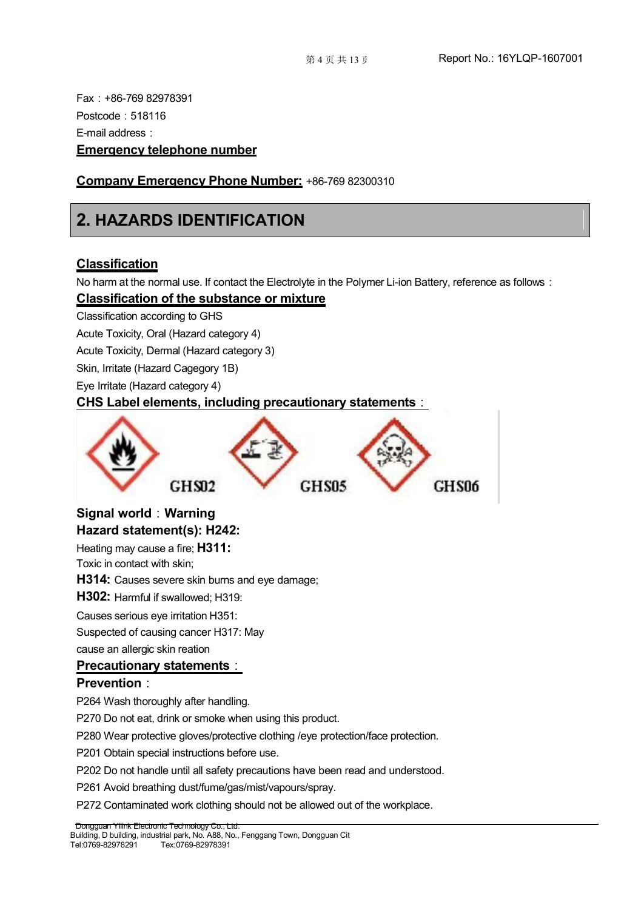Fax：+86-769 82978391

Postcode：518116

E-mail address：

**Emergency telephone number**

**Company Emergency Phone Number:** +86-769 82300310

## 2. HAZARDS IDENTIFICATION

**Classification**

No harm at the normal use. If contact the Electrolyte in the Polymer Li-ion Battery, reference as follows：

**Classification of the substance or mixture**

Classification according to GHS

Acute Toxicity, Oral (Hazard category 4)

Acute Toxicity, Dermal (Hazard category 3)

Skin, Irritate (Hazard Cagegory 1B)

Eye Irritate (Hazard category 4)

**CHS Label elements, including precautionary statements：**

GHS02 GHS05 GHS06

**Signal world：Warning**

**Hazard statement(s): H242:**

Heating may cause a fire; **H311:**

Toxic in contact with skin;

**H314:** Causes severe skin burns and eye damage;

**H302:** Harmful if swallowed; H319:

Causes serious eye irritation H351:

Suspected of causing cancer H317: May

cause an allergic skin reation

**Precautionary statements：**

**Prevention：**

P264 Wash thoroughly after handling.

P270 Do not eat, drink or smoke when using this product.

P280 Wear protective gloves/protective clothing /eye protection/face protection.

P201 Obtain special instructions before use.

P202 Do not handle until all safety precautions have been read and understood.

P261 Avoid breathing dust/fume/gas/mist/vapours/spray.

P272 Contaminated work clothing should not be allowed out of the workplace.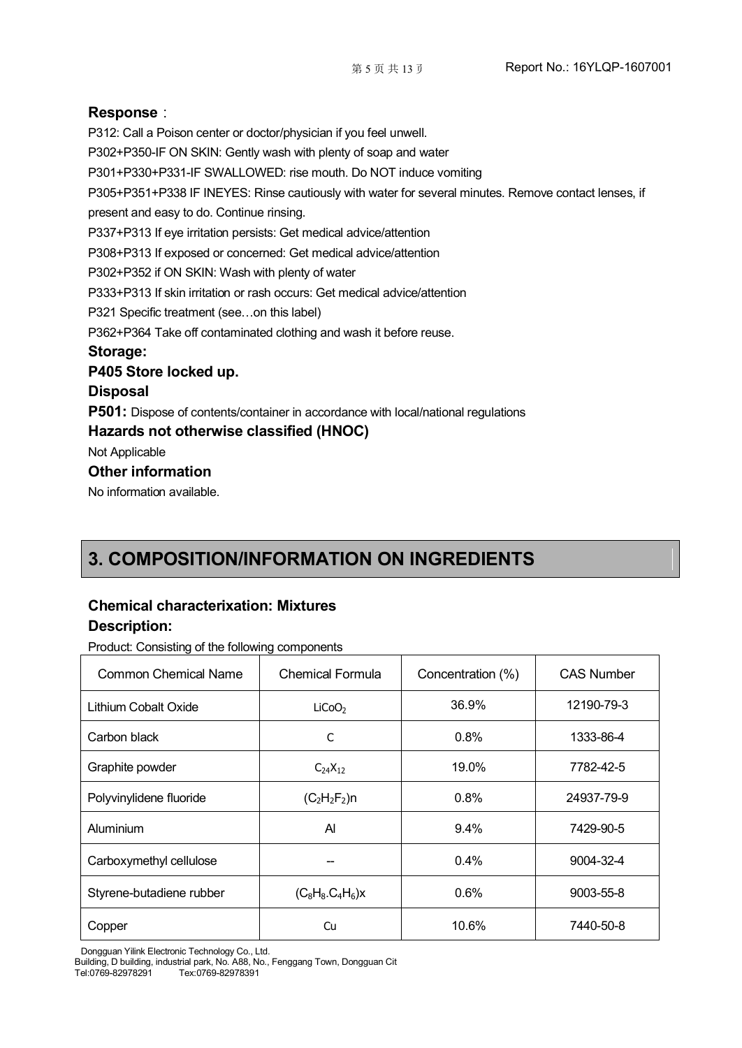**Response**：

P312: Call a Poison center or doctor/physician if you feel unwell.

P302+P350-IF ON SKIN: Gently wash with plenty of soap and water

P301+P330+P331-IF SWALLOWED: rise mouth. Do NOT induce vomiting

P305+P351+P338 IF INEYES: Rinse cautiously with water for several minutes. Remove contact lenses, if present and easy to do. Continue rinsing.

P337+P313 If eye irritation persists: Get medical advice/attention

P308+P313 If exposed or concerned: Get medical advice/attention

P302+P352 if ON SKIN: Wash with plenty of water

P333+P313 If skin irritation or rash occurs: Get medical advice/attention

P321 Specific treatment (see…on this label)

P362+P364 Take off contaminated clothing and wash it before reuse.

**Storage:**

**P405 Store locked up.**

**Disposal**

**P501:** Dispose of contents/container in accordance with local/national regulations

**Hazards not otherwise classified (HNOC)**

Not Applicable

**Other information**

No information available.

## 3. COMPOSITION/INFORMATION ON INGREDIENTS

**Chemical characterization: Mixtures**

**Description:**

Product: Consisting of the following components

| Common Chemical Name | Chemical Formula | Concentration (%) | CAS Number |
|---|---|---|---|
| Lithium Cobalt Oxide | $LiCoO_2$ | 36.9% | 12190-79-3 |
| Carbon black | C | 0.8% | 1333-86-4 |
| Graphite powder | $C_{24}X_{12}$ | 19.0% | 7782-42-5 |
| Polyvinylidene fluoride | $(C_2H_2F_2)n$ | 0.8% | 24937-79-9 |
| Aluminium | Al | 9.4% | 7429-90-5 |
| Carboxymethyl cellulose | -- | 0.4% | 9004-32-4 |
| Styrene-butadiene rubber | $(C_8H_8.C_4H_6)x$ | 0.6% | 9003-55-8 |
| Copper | Cu | 10.6% | 7440-50-8 |

Dongguan Yilink Electronic Technology Co., Ltd.
Building, D building, industrial park, No. A88, No., Fenggang Town, Dongguan Cit
Tel:0769-82978291 Tex:0769-82978391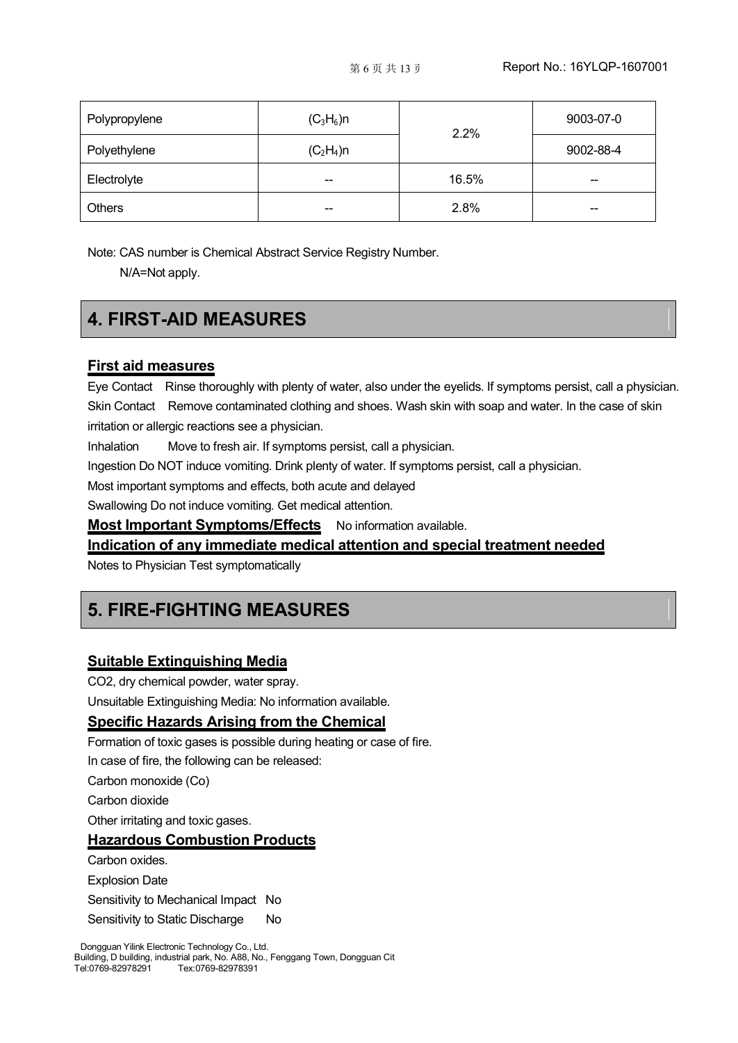| Polypropylene | $(C_3H_6)n$ | 2.2% | 9003-07-0 |
| --- | --- | --- | --- |
| Polyethylene | $(C_2H_4)n$ | | 9002-88-4 |
| Electrolyte | -- | 16.5% | -- |
| Others | -- | 2.8% | -- |

Note: CAS number is Chemical Abstract Service Registry Number.

N/A=Not apply.

## 4. FIRST-AID MEASURES

### First aid measures

Eye Contact Rinse thoroughly with plenty of water, also under the eyelids. If symptoms persist, call a physician.

Skin Contact Remove contaminated clothing and shoes. Wash skin with soap and water. In the case of skin irritation or allergic reactions see a physician.

Inhalation Move to fresh air. If symptoms persist, call a physician.

Ingestion Do NOT induce vomiting. Drink plenty of water. If symptoms persist, call a physician.

Most important symptoms and effects, both acute and delayed

Swallowing Do not induce vomiting. Get medical attention.

**Most Important Symptoms/Effects** No information available.

**Indication of any immediate medical attention and special treatment needed**

Notes to Physician Test symptomatically

## 5. FIRE-FIGHTING MEASURES

### Suitable Extinguishing Media

CO2, dry chemical powder, water spray.

Unsuitable Extinguishing Media: No information available.

### Specific Hazards Arising from the Chemical

Formation of toxic gases is possible during heating or case of fire.

In case of fire, the following can be released:

Carbon monoxide (Co)

Carbon dioxide

Other irritating and toxic gases.

### Hazardous Combustion Products

Carbon oxides.

Explosion Date

Sensitivity to Mechanical Impact No

Sensitivity to Static Discharge No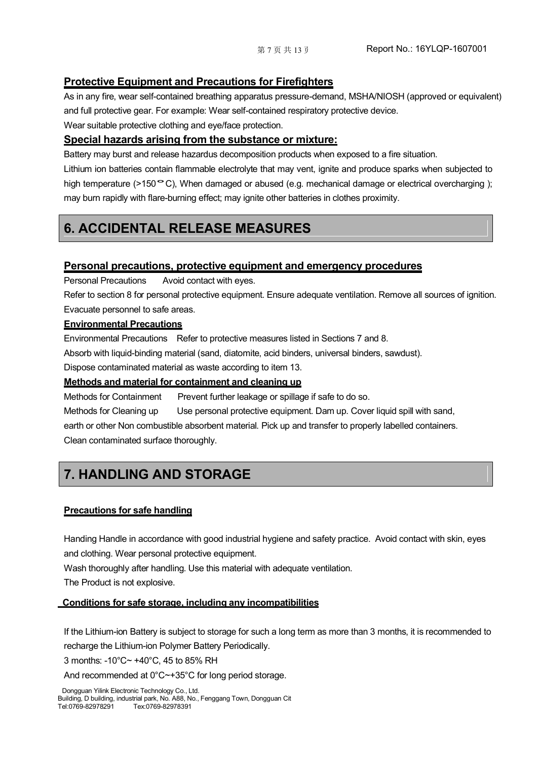### Protective Equipment and Precautions for Firefighters

As in any fire, wear self-contained breathing apparatus pressure-demand, MSHA/NIOSH (approved or equivalent) and full protective gear. For example: Wear self-contained respiratory protective device.

Wear suitable protective clothing and eye/face protection.

### Special hazards arising from the substance or mixture:

Battery may burst and release hazardus decomposition products when exposed to a fire situation.

Lithium ion batteries contain flammable electrolyte that may vent, ignite and produce sparks when subjected to high temperature (>150°C), When damaged or abused (e.g. mechanical damage or electrical overcharging ); may burn rapidly with flare-burning effect; may ignite other batteries in clothes proximity.

## 6. ACCIDENTAL RELEASE MEASURES

### Personal precautions, protective equipment and emergency procedures

Personal Precautions    Avoid contact with eyes.

Refer to section 8 for personal protective equipment. Ensure adequate ventilation. Remove all sources of ignition. Evacuate personnel to safe areas.

#### Environmental Precautions

Environmental Precautions    Refer to protective measures listed in Sections 7 and 8.

Absorb with liquid-binding material (sand, diatomite, acid binders, universal binders, sawdust).

Dispose contaminated material as waste according to item 13.

#### Methods and material for containment and cleaning up

Methods for Containment    Prevent further leakage or spillage if safe to do so.

Methods for Cleaning up    Use personal protective equipment. Dam up. Cover liquid spill with sand, earth or other Non combustible absorbent material. Pick up and transfer to properly labelled containers. Clean contaminated surface thoroughly.

## 7. HANDLING AND STORAGE

#### Precautions for safe handling

Handing Handle in accordance with good industrial hygiene and safety practice. Avoid contact with skin, eyes and clothing. Wear personal protective equipment.

Wash thoroughly after handling. Use this material with adequate ventilation.

The Product is not explosive.

#### Conditions for safe storage, including any incompatibilities

If the Lithium-ion Battery is subject to storage for such a long term as more than 3 months, it is recommended to recharge the Lithium-ion Polymer Battery Periodically.

3 months: -10°C~ +40°C, 45 to 85% RH

And recommended at 0°C~+35°C for long period storage.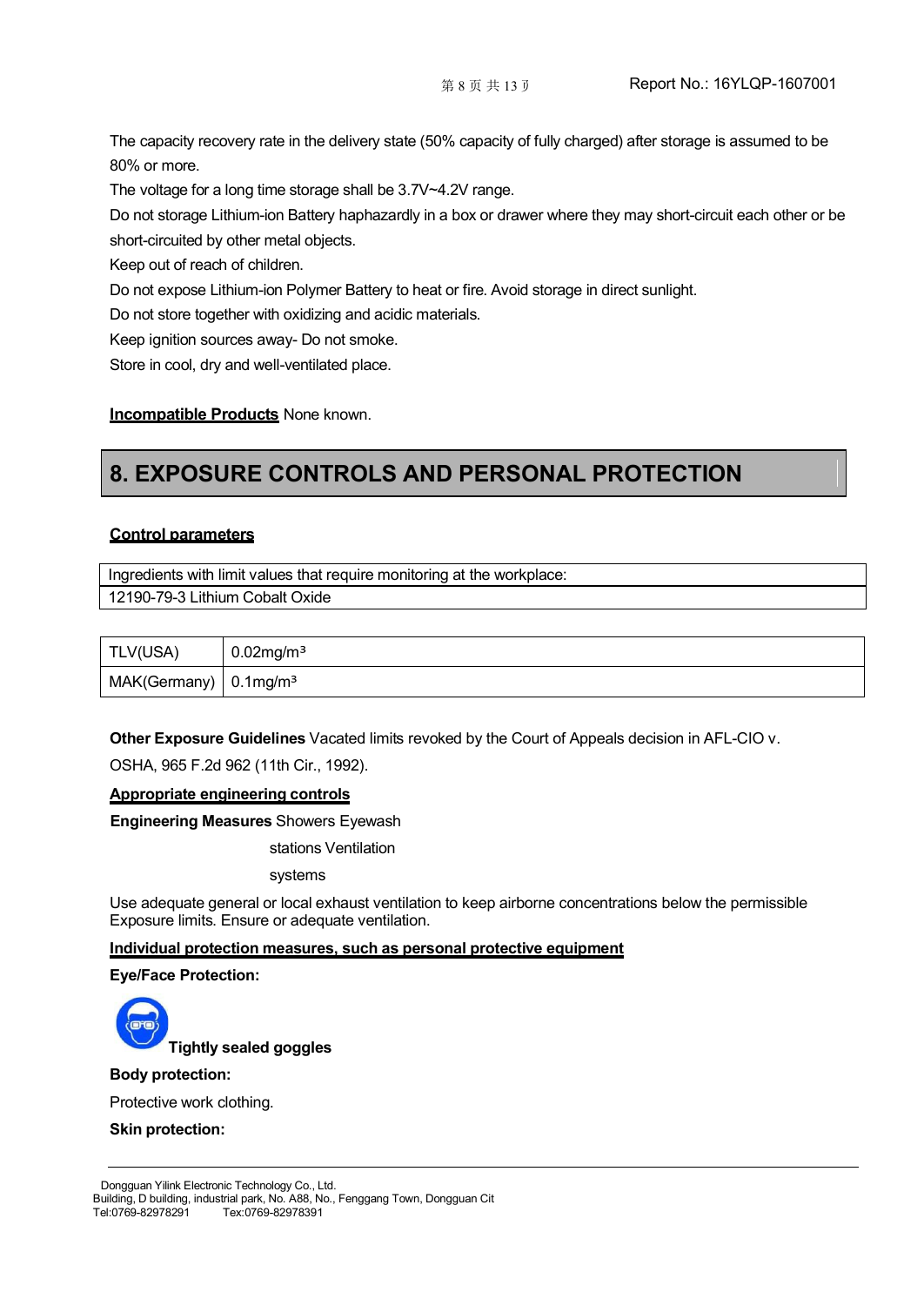The capacity recovery rate in the delivery state (50% capacity of fully charged) after storage is assumed to be 80% or more.

The voltage for a long time storage shall be 3.7V~4.2V range.

Do not storage Lithium-ion Battery haphazardly in a box or drawer where they may short-circuit each other or be short-circuited by other metal objects.

Keep out of reach of children.

Do not expose Lithium-ion Polymer Battery to heat or fire. Avoid storage in direct sunlight.

Do not store together with oxidizing and acidic materials.

Keep ignition sources away- Do not smoke.

Store in cool, dry and well-ventilated place.

**Incompatible Products** None known.

# 8. EXPOSURE CONTROLS AND PERSONAL PROTECTION

**Control parameters**

| Ingredients with limit values that require monitoring at the workplace: |
|---|
| 12190-79-3 Lithium Cobalt Oxide |

| TLV(USA) | 0.02mg/m³ |
|---|---|
| MAK(Germany) | 0.1mg/m³ |

**Other Exposure Guidelines** Vacated limits revoked by the Court of Appeals decision in AFL-CIO v. OSHA, 965 F.2d 962 (11th Cir., 1992).

**Appropriate engineering controls**

**Engineering Measures** Showers Eyewash stations Ventilation systems

Use adequate general or local exhaust ventilation to keep airborne concentrations below the permissible Exposure limits. Ensure or adequate ventilation.

**Individual protection measures, such as personal protective equipment**

**Eye/Face Protection:**

**Tightly sealed goggles**

**Body protection:**

Protective work clothing.

**Skin protection:**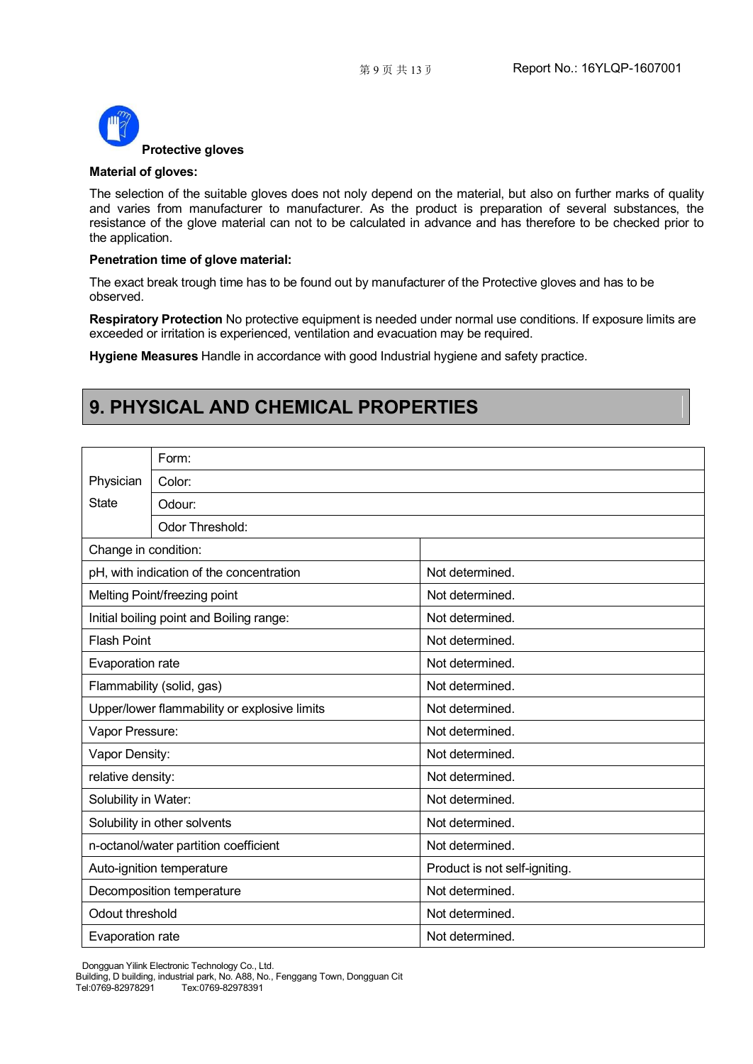**Protective gloves**

**Material of gloves:**

The selection of the suitable gloves does not noly depend on the material, but also on further marks of quality and varies from manufacturer to manufacturer. As the product is preparation of several substances, the resistance of the glove material can not to be calculated in advance and has therefore to be checked prior to the application.

**Penetration time of glove material:**

The exact break trough time has to be found out by manufacturer of the Protective gloves and has to be observed.

**Respiratory Protection** No protective equipment is needed under normal use conditions. If exposure limits are exceeded or irritation is experienced, ventilation and evacuation may be required.

**Hygiene Measures** Handle in accordance with good Industrial hygiene and safety practice.

## 9. PHYSICAL AND CHEMICAL PROPERTIES

| | | |
|---|---|---|
| Physician State | Form: | |
| | Color: | |
| | Odour: | |
| | Odor Threshold: | |
| Change in condition: | | |
| pH, with indication of the concentration | | Not determined. |
| Melting Point/freezing point | | Not determined. |
| Initial boiling point and Boiling range: | | Not determined. |
| Flash Point | | Not determined. |
| Evaporation rate | | Not determined. |
| Flammability (solid, gas) | | Not determined. |
| Upper/lower flammability or explosive limits | | Not determined. |
| Vapor Pressure: | | Not determined. |
| Vapor Density: | | Not determined. |
| relative density: | | Not determined. |
| Solubility in Water: | | Not determined. |
| Solubility in other solvents | | Not determined. |
| n-octanol/water partition coefficient | | Not determined. |
| Auto-ignition temperature | | Product is not self-igniting. |
| Decomposition temperature | | Not determined. |
| Odout threshold | | Not determined. |
| Evaporation rate | | Not determined. |

Dongguan Yilink Electronic Technology Co., Ltd.
Building, D building, industrial park, No. A88, No., Fenggang Town, Dongguan Cit
Tel:0769-82978291 Tex:0769-82978391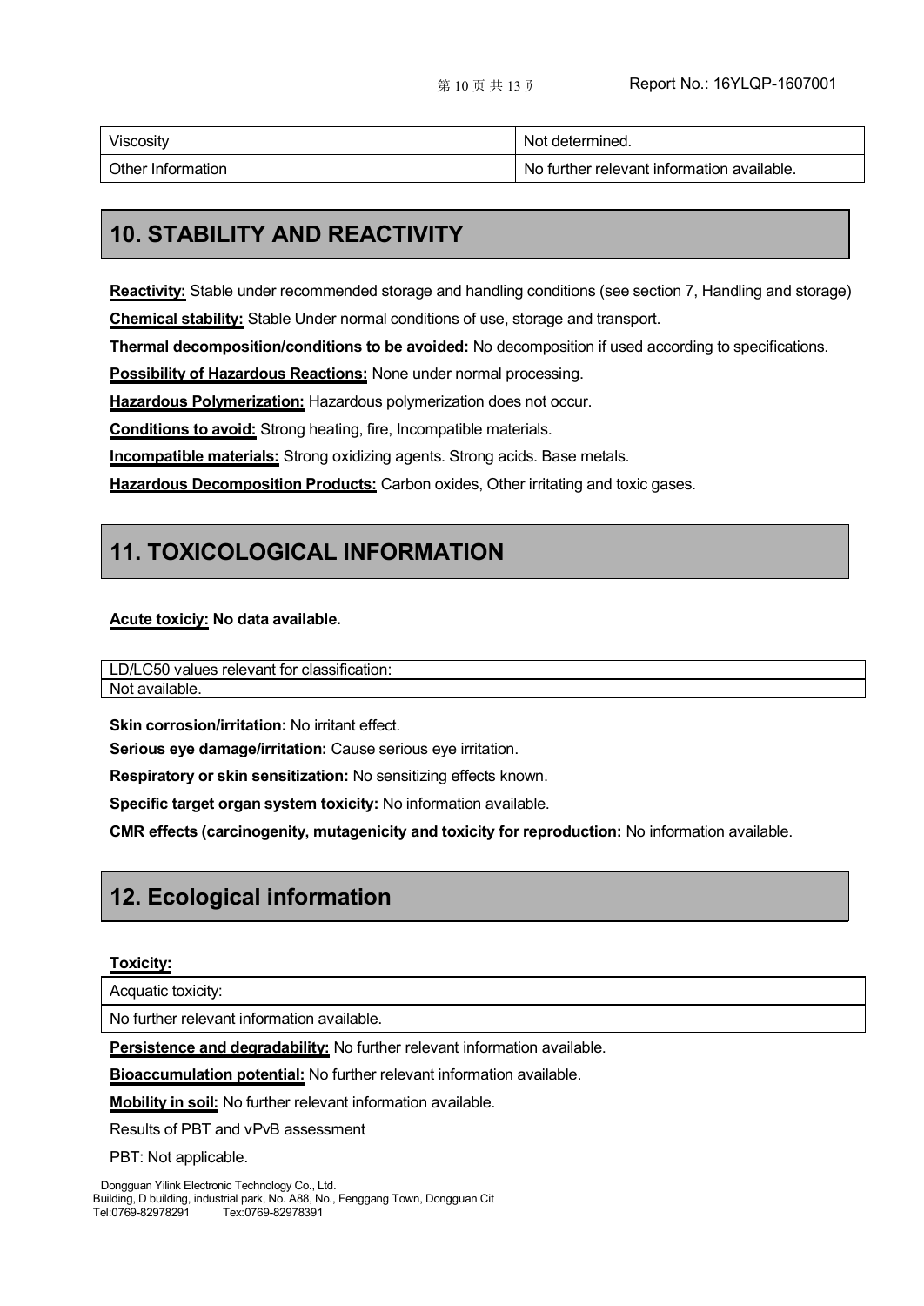| Viscosity | Not determined. |
| --- | --- |
| Other Information | No further relevant information available. |

## 10. STABILITY AND REACTIVITY

**Reactivity:** Stable under recommended storage and handling conditions (see section 7, Handling and storage)

**Chemical stability:** Stable Under normal conditions of use, storage and transport.

**Thermal decomposition/conditions to be avoided:** No decomposition if used according to specifications.

**Possibility of Hazardous Reactions:** None under normal processing.

**Hazardous Polymerization:** Hazardous polymerization does not occur.

**Conditions to avoid:** Strong heating, fire, Incompatible materials.

**Incompatible materials:** Strong oxidizing agents. Strong acids. Base metals.

**Hazardous Decomposition Products:** Carbon oxides, Other irritating and toxic gases.

## 11. TOXICOLOGICAL INFORMATION

**Acute toxiciy: No data available.**

| LD/LC50 values relevant for classification: |
| --- |
| Not available. |

**Skin corrosion/irritation:** No irritant effect.

**Serious eye damage/irritation:** Cause serious eye irritation.

**Respiratory or skin sensitization:** No sensitizing effects known.

**Specific target organ system toxicity:** No information available.

**CMR effects (carcinogenity, mutagenicity and toxicity for reproduction:** No information available.

## 12. Ecological information

**Toxicity:**

| Acquatic toxicity: |
| --- |
| No further relevant information available. |

**Persistence and degradability:** No further relevant information available.

**Bioaccumulation potential:** No further relevant information available.

**Mobility in soil:** No further relevant information available.

Results of PBT and vPvB assessment

PBT: Not applicable.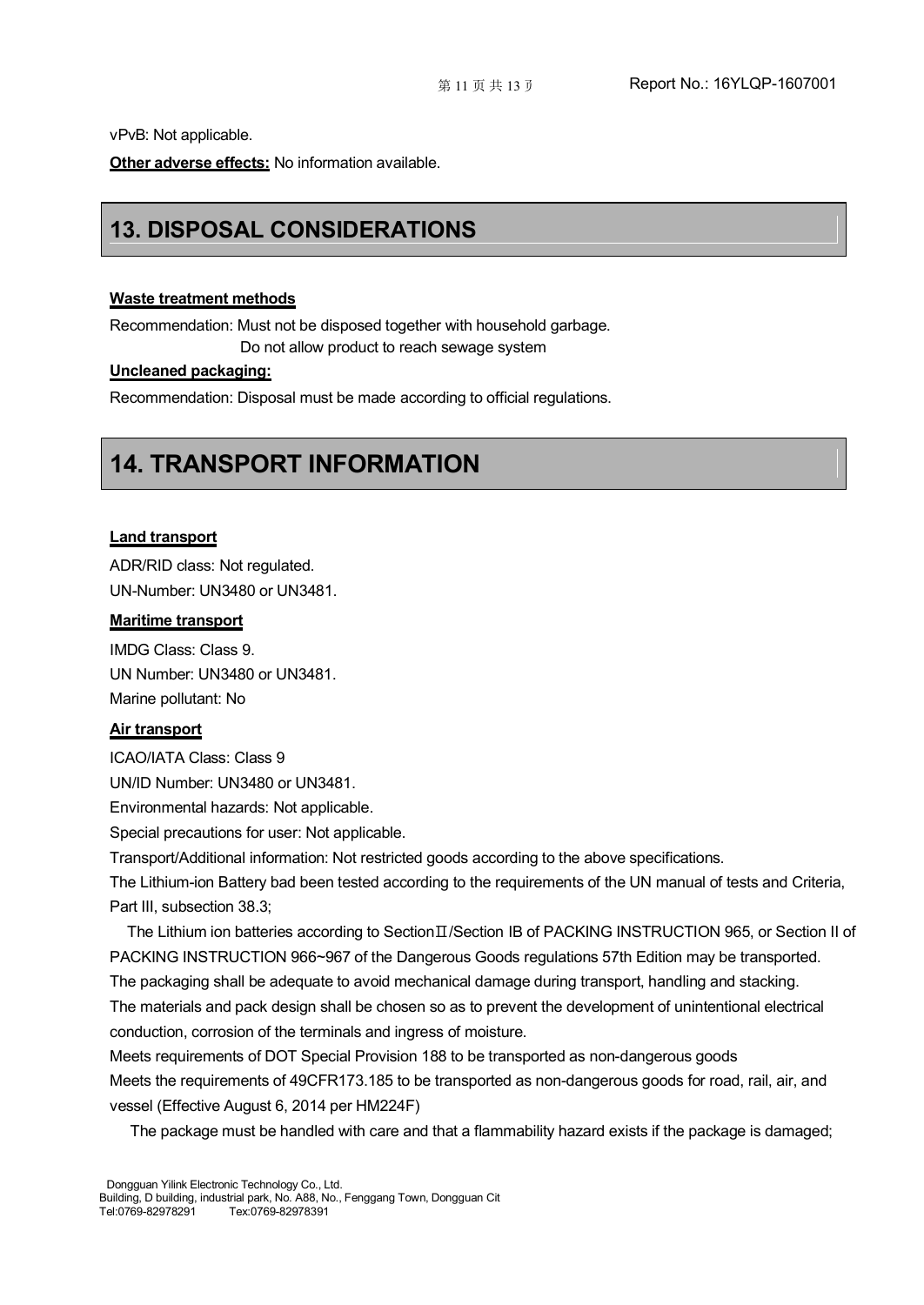vPvB: Not applicable.

**Other adverse effects:** No information available.

## 13. DISPOSAL CONSIDERATIONS

**Waste treatment methods**

Recommendation: Must not be disposed together with household garbage.
Do not allow product to reach sewage system

**Uncleaned packaging:**

Recommendation: Disposal must be made according to official regulations.

## 14. TRANSPORT INFORMATION

**Land transport**

ADR/RID class: Not regulated.

UN-Number: UN3480 or UN3481.

**Maritime transport**

IMDG Class: Class 9.

UN Number: UN3480 or UN3481.

Marine pollutant: No

**Air transport**

ICAO/IATA Class: Class 9

UN/ID Number: UN3480 or UN3481.

Environmental hazards: Not applicable.

Special precautions for user: Not applicable.

Transport/Additional information: Not restricted goods according to the above specifications.

The Lithium-ion Battery bad been tested according to the requirements of the UN manual of tests and Criteria, Part III, subsection 38.3;

The Lithium ion batteries according to SectionⅡ/Section IB of PACKING INSTRUCTION 965, or Section II of PACKING INSTRUCTION 966~967 of the Dangerous Goods regulations 57th Edition may be transported.

The packaging shall be adequate to avoid mechanical damage during transport, handling and stacking.

The materials and pack design shall be chosen so as to prevent the development of unintentional electrical conduction, corrosion of the terminals and ingress of moisture.

Meets requirements of DOT Special Provision 188 to be transported as non-dangerous goods

Meets the requirements of 49CFR173.185 to be transported as non-dangerous goods for road, rail, air, and vessel (Effective August 6, 2014 per HM224F)

The package must be handled with care and that a flammability hazard exists if the package is damaged;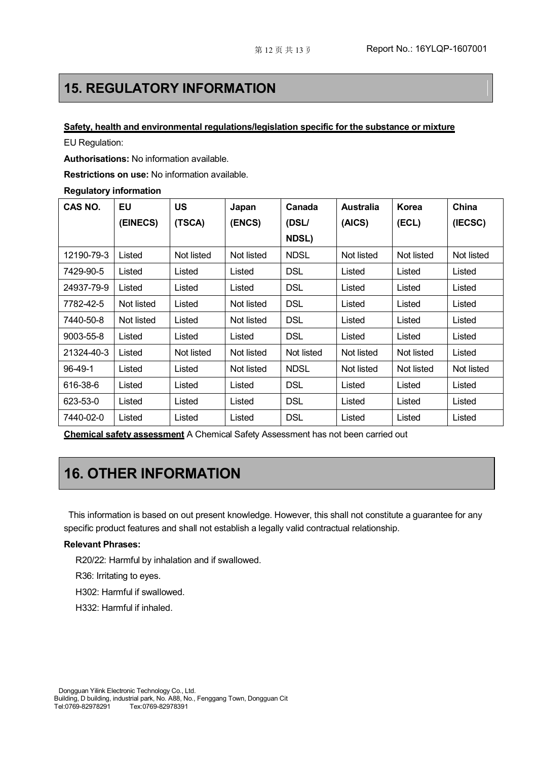## 15. REGULATORY INFORMATION

**Safety, health and environmental regulations/legislation specific for the substance or mixture**

EU Regulation:

**Authorisations:** No information available.

**Restrictions on use:** No information available.

**Regulatory information**

| CAS NO. | EU (EINECS) | US (TSCA) | Japan (ENCS) | Canada (DSL/ NDSL) | Australia (AICS) | Korea (ECL) | China (IECSC) |
|---|---|---|---|---|---|---|---|
| 12190-79-3 | Listed | Not listed | Not listed | NDSL | Not listed | Not listed | Not listed |
| 7429-90-5 | Listed | Listed | Listed | DSL | Listed | Listed | Listed |
| 24937-79-9 | Listed | Listed | Listed | DSL | Listed | Listed | Listed |
| 7782-42-5 | Not listed | Listed | Not listed | DSL | Listed | Listed | Listed |
| 7440-50-8 | Not listed | Listed | Not listed | DSL | Listed | Listed | Listed |
| 9003-55-8 | Listed | Listed | Listed | DSL | Listed | Listed | Listed |
| 21324-40-3 | Listed | Not listed | Not listed | Not listed | Not listed | Not listed | Listed |
| 96-49-1 | Listed | Listed | Not listed | NDSL | Not listed | Not listed | Not listed |
| 616-38-6 | Listed | Listed | Listed | DSL | Listed | Listed | Listed |
| 623-53-0 | Listed | Listed | Listed | DSL | Listed | Listed | Listed |
| 7440-02-0 | Listed | Listed | Listed | DSL | Listed | Listed | Listed |

**Chemical safety assessment** A Chemical Safety Assessment has not been carried out

## 16. OTHER INFORMATION

This information is based on out present knowledge. However, this shall not constitute a guarantee for any specific product features and shall not establish a legally valid contractual relationship.

**Relevant Phrases:**

R20/22: Harmful by inhalation and if swallowed.

R36: Irritating to eyes.

H302: Harmful if swallowed.

H332: Harmful if inhaled.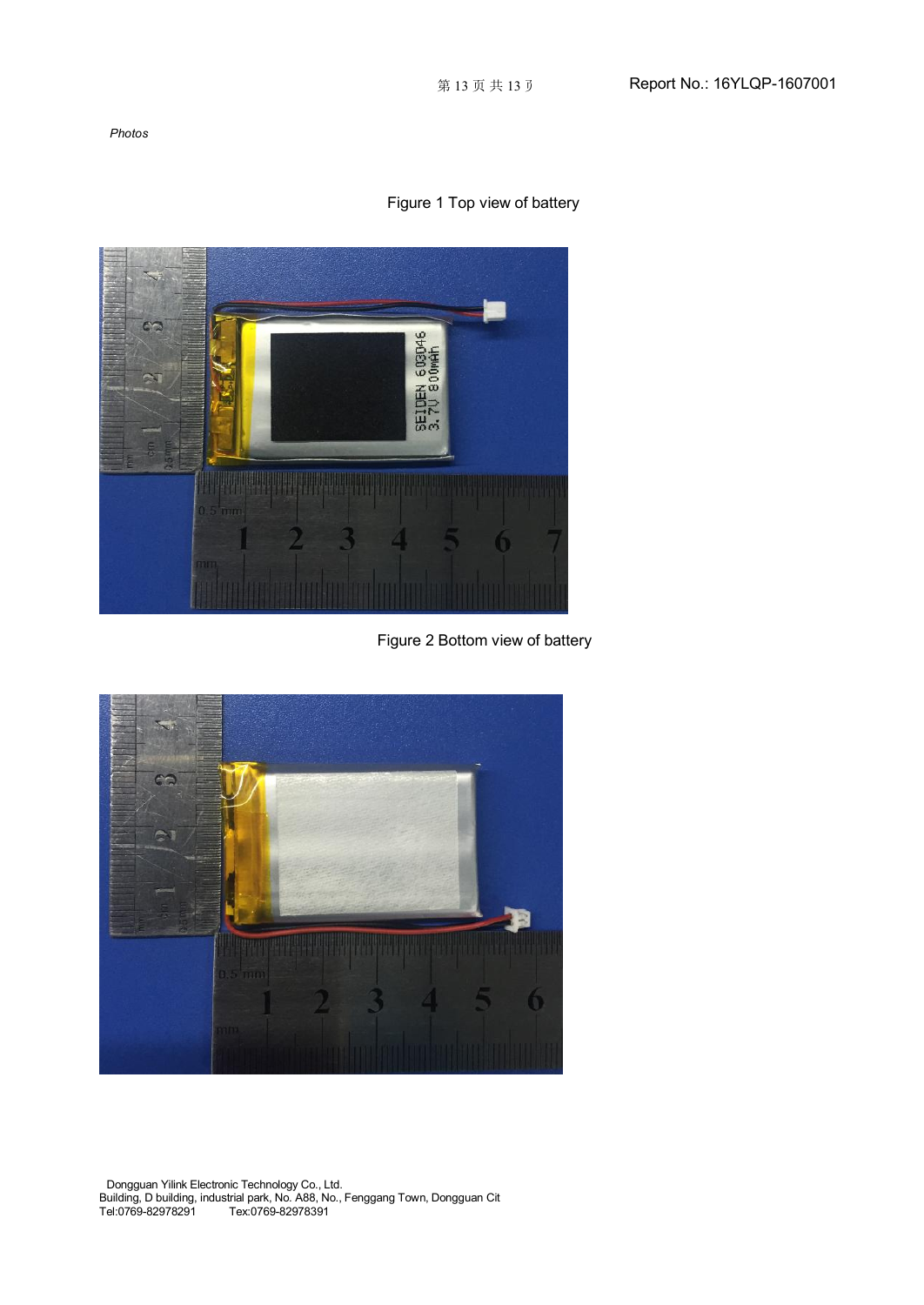*Photos*

Figure 1 Top view of battery

Figure 2 Bottom view of battery

Dongguan Yilink Electronic Technology Co., Ltd.
Building, D building, industrial park, No. A88, No., Fenggang Town, Dongguan Cit
Tel:0769-82978291 Tex:0769-82978391